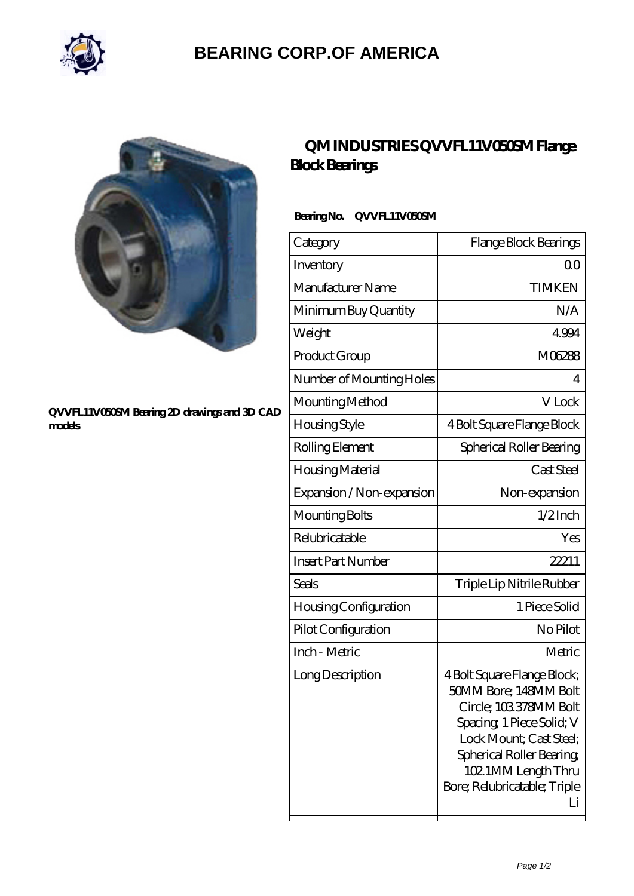# BEARING CORP.OF AMERICA

QVVFL11V050SM Bearing 2D drawings and 3D CAD models

## QM INDUSTRIES QVVFL11V050SM Flange Block Bearings

**Bearing No. QVVFL11V050SM**

| Category | Flange Block Bearings |
|---|---|
| Inventory | 0.0 |
| Manufacturer Name | TIMKEN |
| Minimum Buy Quantity | N/A |
| Weight | 4.994 |
| Product Group | M06288 |
| Number of Mounting Holes | 4 |
| Mounting Method | V Lock |
| Housing Style | 4 Bolt Square Flange Block |
| Rolling Element | Spherical Roller Bearing |
| Housing Material | Cast Steel |
| Expansion / Non-expansion | Non-expansion |
| Mounting Bolts | 1/2 Inch |
| Relubricatable | Yes |
| Insert Part Number | 22211 |
| Seals | Triple Lip Nitrile Rubber |
| Housing Configuration | 1 Piece Solid |
| Pilot Configuration | No Pilot |
| Inch - Metric | Metric |
| Long Description | 4 Bolt Square Flange Block; 50MM Bore; 148MM Bolt Circle; 103.378MM Bolt Spacing; 1 Piece Solid; V Lock Mount; Cast Steel; Spherical Roller Bearing; 102.1MM Length Thru Bore; Relubricatable; Triple Li |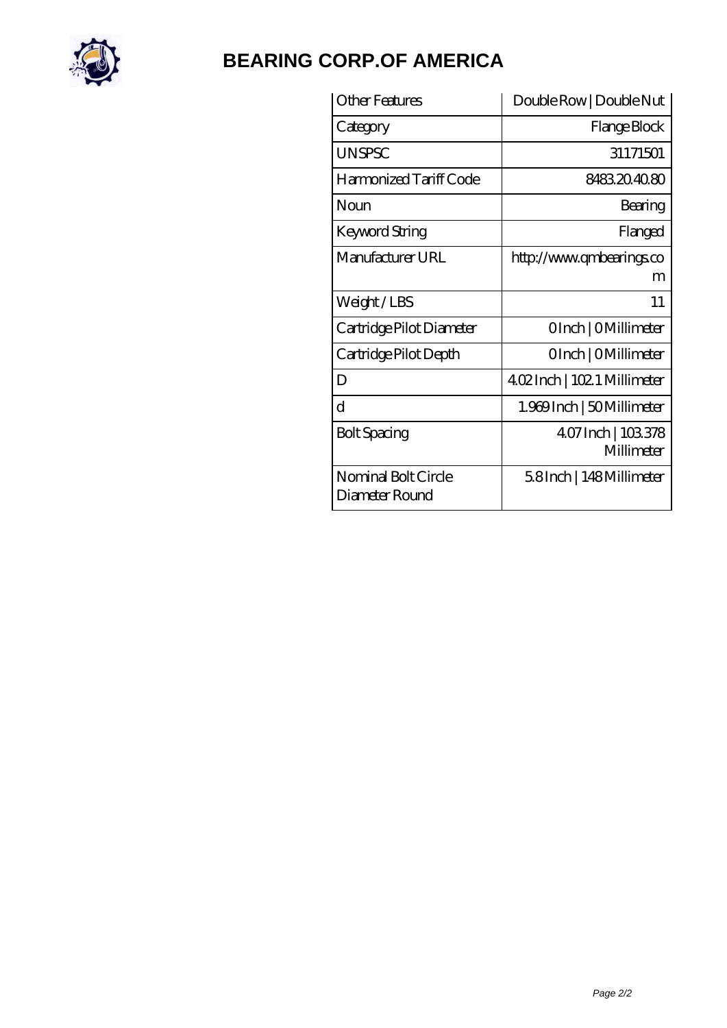# BEARING CORP.OF AMERICA

| | |
|---|---|
| Other Features | Double Row \| Double Nut |
| Category | Flange Block |
| UNSPSC | 31171501 |
| Harmonized Tariff Code | 8483.20.40.80 |
| Noun | Bearing |
| Keyword String | Flanged |
| Manufacturer URL | http://www.qmbearings.com |
| Weight / LBS | 11 |
| Cartridge Pilot Diameter | 0 Inch \| 0 Millimeter |
| Cartridge Pilot Depth | 0 Inch \| 0 Millimeter |
| D | 4.02 Inch \| 102.1 Millimeter |
| d | 1.969 Inch \| 50 Millimeter |
| Bolt Spacing | 4.07 Inch \| 103.378 Millimeter |
| Nominal Bolt Circle Diameter Round | 5.8 Inch \| 148 Millimeter |